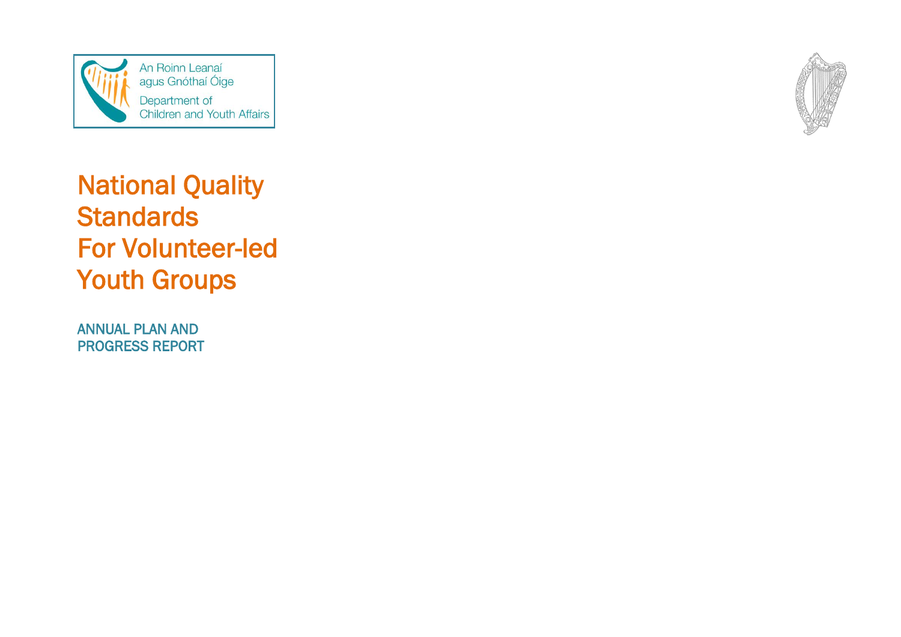An Roinn Leanaí agus Gnóthaí Óige

Department of Children and Youth Affairs

# National Quality Standards For Volunteer-led Youth Groups

## ANNUAL PLAN AND PROGRESS REPORT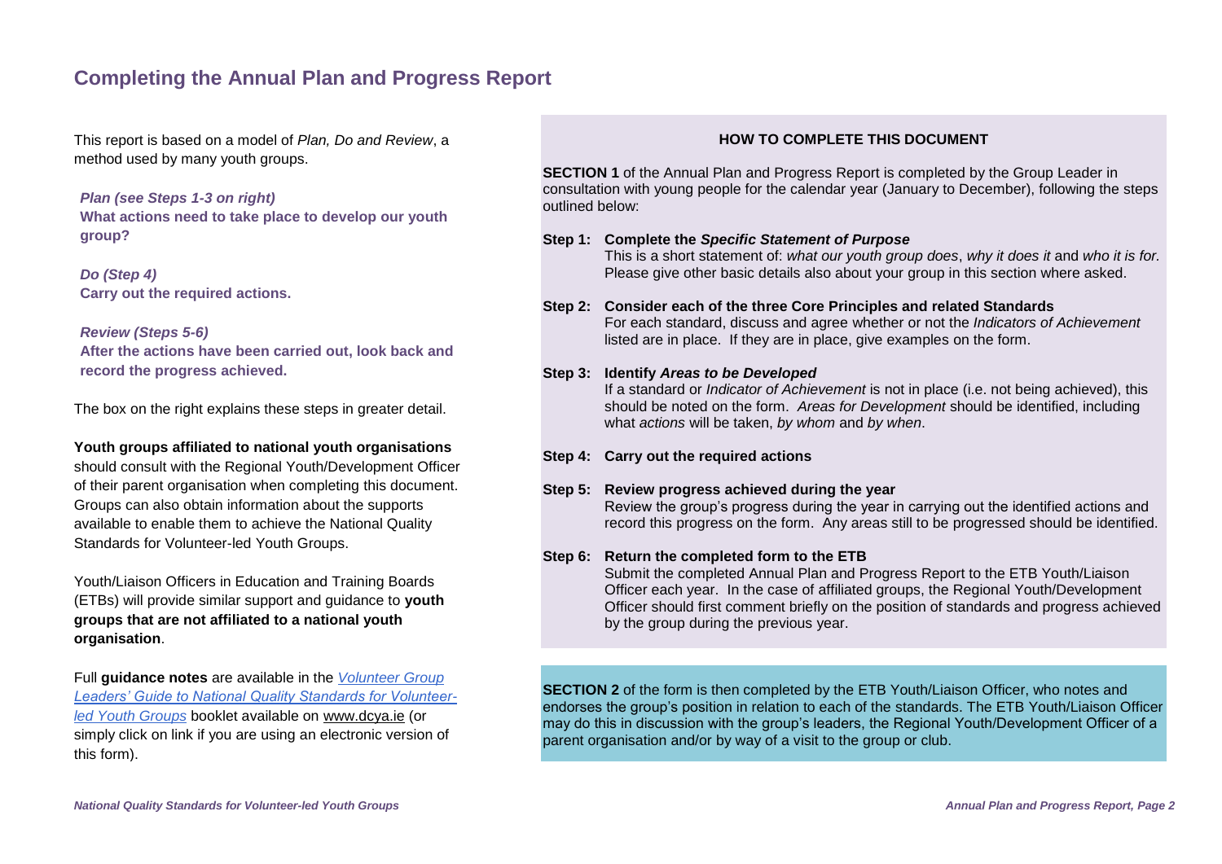## Completing the Annual Plan and Progress Report

This report is based on a model of *Plan, Do and Review*, a method used by many youth groups.

***Plan (see Steps 1-3 on right)***
**What actions need to take place to develop our youth group?**

***Do (Step 4)***
**Carry out the required actions.**

***Review (Steps 5-6)***
**After the actions have been carried out, look back and record the progress achieved.**

The box on the right explains these steps in greater detail.

**Youth groups affiliated to national youth organisations** should consult with the Regional Youth/Development Officer of their parent organisation when completing this document. Groups can also obtain information about the supports available to enable them to achieve the National Quality Standards for Volunteer-led Youth Groups.

Youth/Liaison Officers in Education and Training Boards (ETBs) will provide similar support and guidance to **youth groups that are not affiliated to a national youth organisation**.

Full **guidance notes** are available in the *Volunteer Group Leaders' Guide to National Quality Standards for Volunteer-led Youth Groups* booklet available on www.dcya.ie (or simply click on link if you are using an electronic version of this form).

### HOW TO COMPLETE THIS DOCUMENT

**SECTION 1** of the Annual Plan and Progress Report is completed by the Group Leader in consultation with young people for the calendar year (January to December), following the steps outlined below:

**Step 1: Complete the *Specific Statement of Purpose***
This is a short statement of: *what our youth group does*, *why it does it* and *who it is for.* Please give other basic details also about your group in this section where asked.

**Step 2: Consider each of the three Core Principles and related Standards**
For each standard, discuss and agree whether or not the *Indicators of Achievement* listed are in place. If they are in place, give examples on the form.

**Step 3: Identify *Areas to be Developed***
If a standard or *Indicator of Achievement* is not in place (i.e. not being achieved), this should be noted on the form. *Areas for Development* should be identified, including what *actions* will be taken, *by whom* and *by when*.

**Step 4: Carry out the required actions**

**Step 5: Review progress achieved during the year**
Review the group's progress during the year in carrying out the identified actions and record this progress on the form. Any areas still to be progressed should be identified.

**Step 6: Return the completed form to the ETB**
Submit the completed Annual Plan and Progress Report to the ETB Youth/Liaison Officer each year. In the case of affiliated groups, the Regional Youth/Development Officer should first comment briefly on the position of standards and progress achieved by the group during the previous year.

**SECTION 2** of the form is then completed by the ETB Youth/Liaison Officer, who notes and endorses the group's position in relation to each of the standards. The ETB Youth/Liaison Officer may do this in discussion with the group's leaders, the Regional Youth/Development Officer of a parent organisation and/or by way of a visit to the group or club.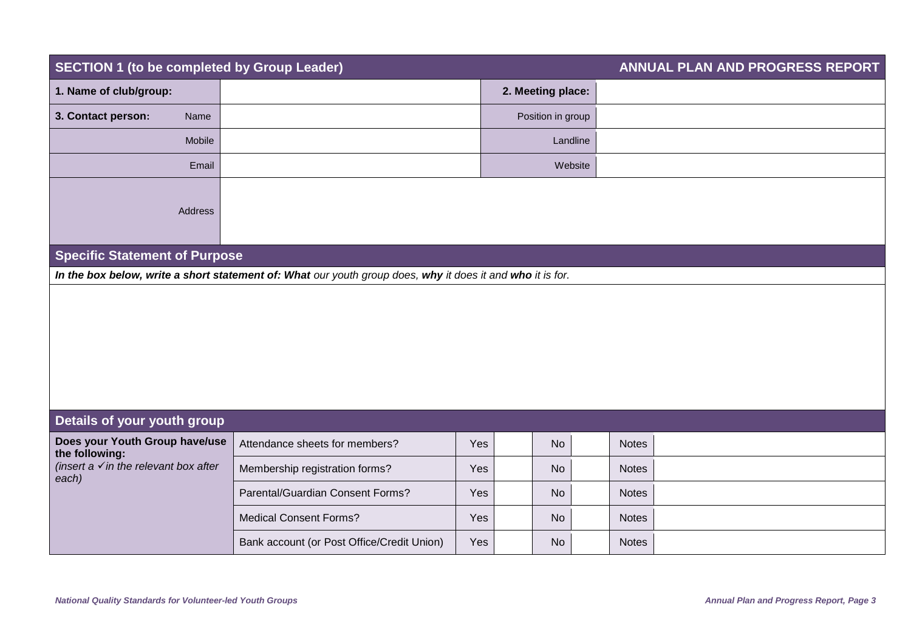## SECTION 1 (to be completed by Group Leader) — ANNUAL PLAN AND PROGRESS REPORT

| **1. Name of club/group:** | | | **2. Meeting place:** | |
|---|---|---|---|---|
| **3. Contact person:** | Name | | Position in group | |
| | Mobile | | Landline | |
| | Email | | Website | |
| | Address | | | |

## Specific Statement of Purpose

***In the box below, write a short statement of: What*** *our youth group does,* ***why*** *it does it and* ***who*** *it is for.*

## Details of your youth group

| **Does your Youth Group have/use the following:** *(insert a ✓ in the relevant box after each)* | | | | | | | |
|---|---|---|---|---|---|---|---|
| | Attendance sheets for members? | Yes | | No | | Notes | |
| | Membership registration forms? | Yes | | No | | Notes | |
| | Parental/Guardian Consent Forms? | Yes | | No | | Notes | |
| | Medical Consent Forms? | Yes | | No | | Notes | |
| | Bank account (or Post Office/Credit Union) | Yes | | No | | Notes | |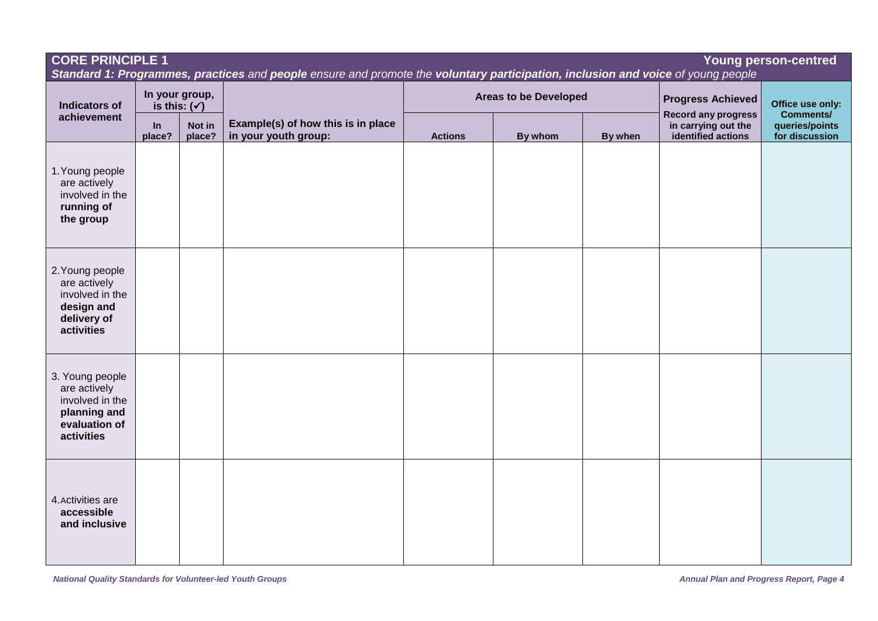## CORE PRINCIPLE 1 — Young person-centred

***Standard 1: Programmes, practices** and **people** ensure and promote the **voluntary participation, inclusion and voice** of young people*

| Indicators of achievement | In your group, is this: (✓) | | Example(s) of how this is in place in your youth group: | Areas to be Developed | | | Progress Achieved | Office use only: |
|---|---|---|---|---|---|---|---|---|
| | In place? | Not in place? | | Actions | By whom | By when | Record any progress in carrying out the identified actions | Comments/ queries/points for discussion |
| 1. Young people are actively involved in the **running of the group** | | | | | | | | |
| 2. Young people are actively involved in the **design and delivery of activities** | | | | | | | | |
| 3. Young people are actively involved in the **planning and evaluation of activities** | | | | | | | | |
| 4. Activities are **accessible and inclusive** | | | | | | | | |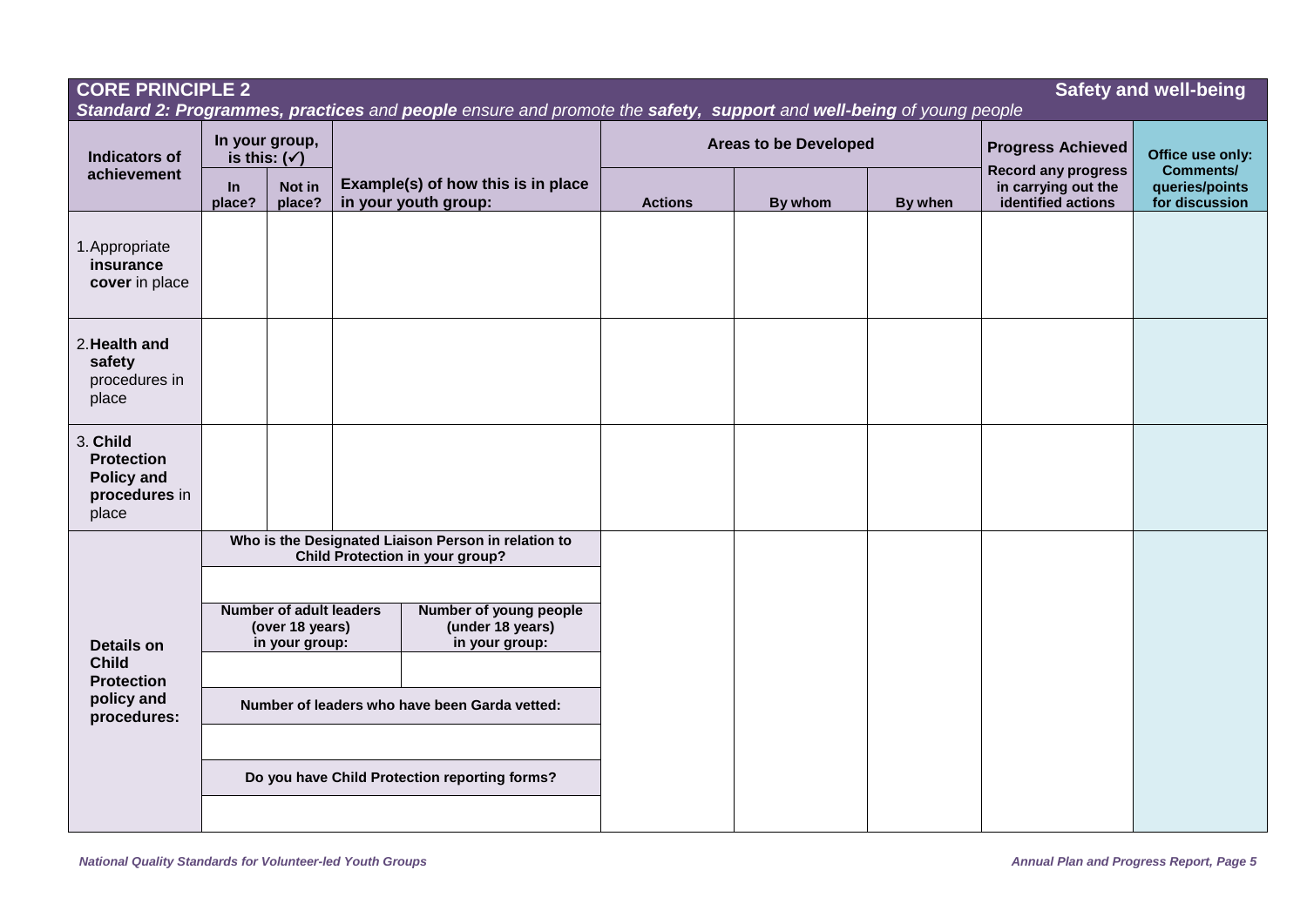## CORE PRINCIPLE 2 — Safety and well-being

***Standard 2: Programmes, practices** and **people** ensure and promote the **safety, support** and **well-being** of young people*

| Indicators of achievement | In your group, is this: (✓) | | Example(s) of how this is in place in your youth group: | Areas to be Developed | | | Progress Achieved | Office use only: |
|---|---|---|---|---|---|---|---|---|
| | In place? | Not in place? | | Actions | By whom | By when | Record any progress in carrying out the identified actions | Comments/ queries/points for discussion |
| 1. Appropriate **insurance cover** in place | | | | | | | | |
| 2. **Health and safety** procedures in place | | | | | | | | |
| 3. **Child Protection Policy and procedures** in place | | | | | | | | |
| **Details on Child Protection policy and procedures:** | **Who is the Designated Liaison Person in relation to Child Protection in your group?** | | | | | | | |
| | | | | | | | | |
| | **Number of adult leaders (over 18 years) in your group:** | | **Number of young people (under 18 years) in your group:** | | | | | |
| | | | | | | | | |
| | **Number of leaders who have been Garda vetted:** | | | | | | | |
| | | | | | | | | |
| | **Do you have Child Protection reporting forms?** | | | | | | | |
| | | | | | | | | |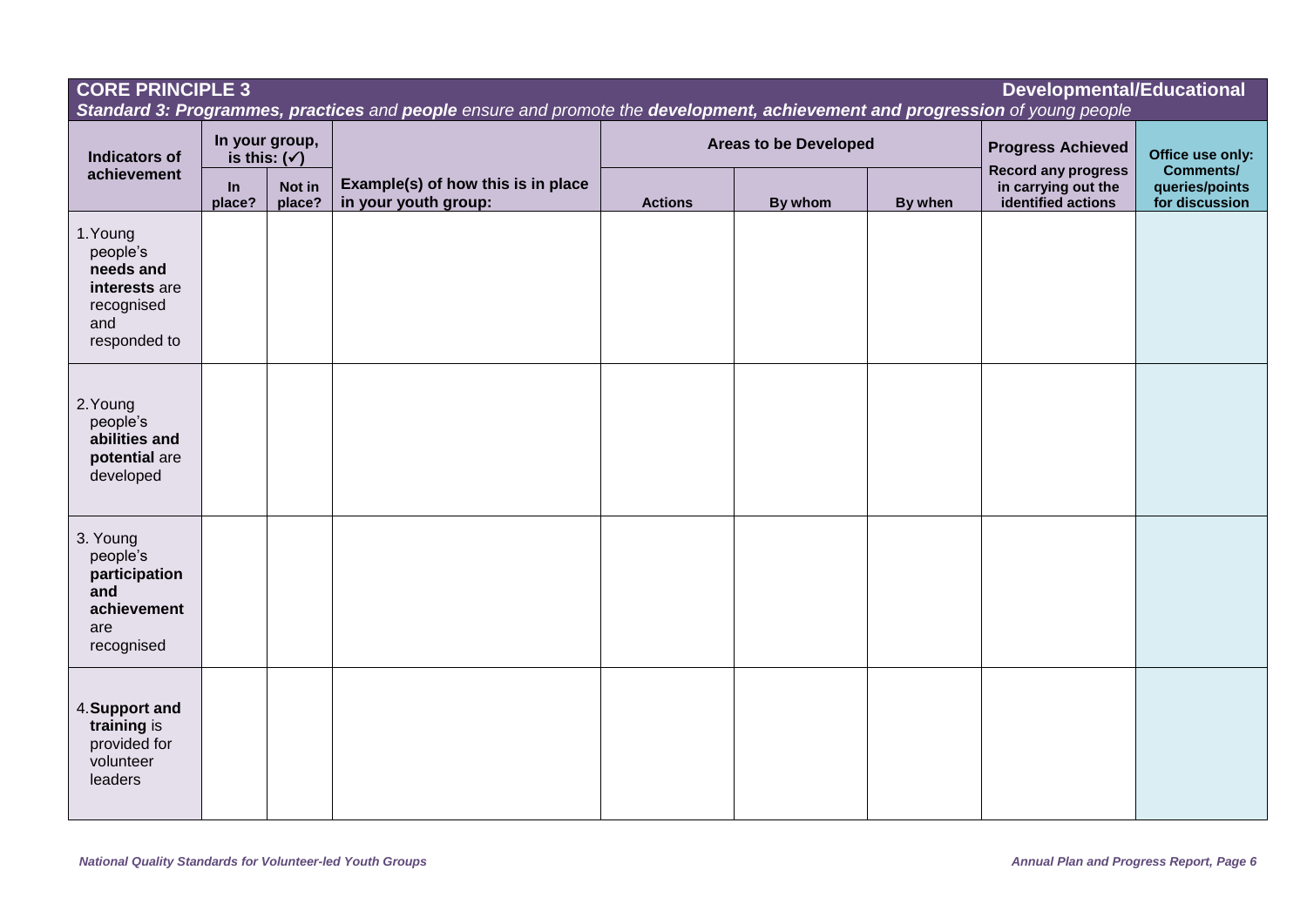## CORE PRINCIPLE 3 — Developmental/Educational

***Standard 3: Programmes, practices** and **people** ensure and promote the **development, achievement and progression** of young people*

| Indicators of achievement | In your group, is this: (✓) | | Example(s) of how this is in place in your youth group: | Areas to be Developed | | | Progress Achieved | Office use only: |
|---|---|---|---|---|---|---|---|---|
| | In place? | Not in place? | | Actions | By whom | By when | Record any progress in carrying out the identified actions | Comments/ queries/points for discussion |
| 1. Young people's **needs and interests** are recognised and responded to | | | | | | | | |
| 2. Young people's **abilities and potential** are developed | | | | | | | | |
| 3. Young people's **participation and achievement** are recognised | | | | | | | | |
| 4. **Support and training** is provided for volunteer leaders | | | | | | | | |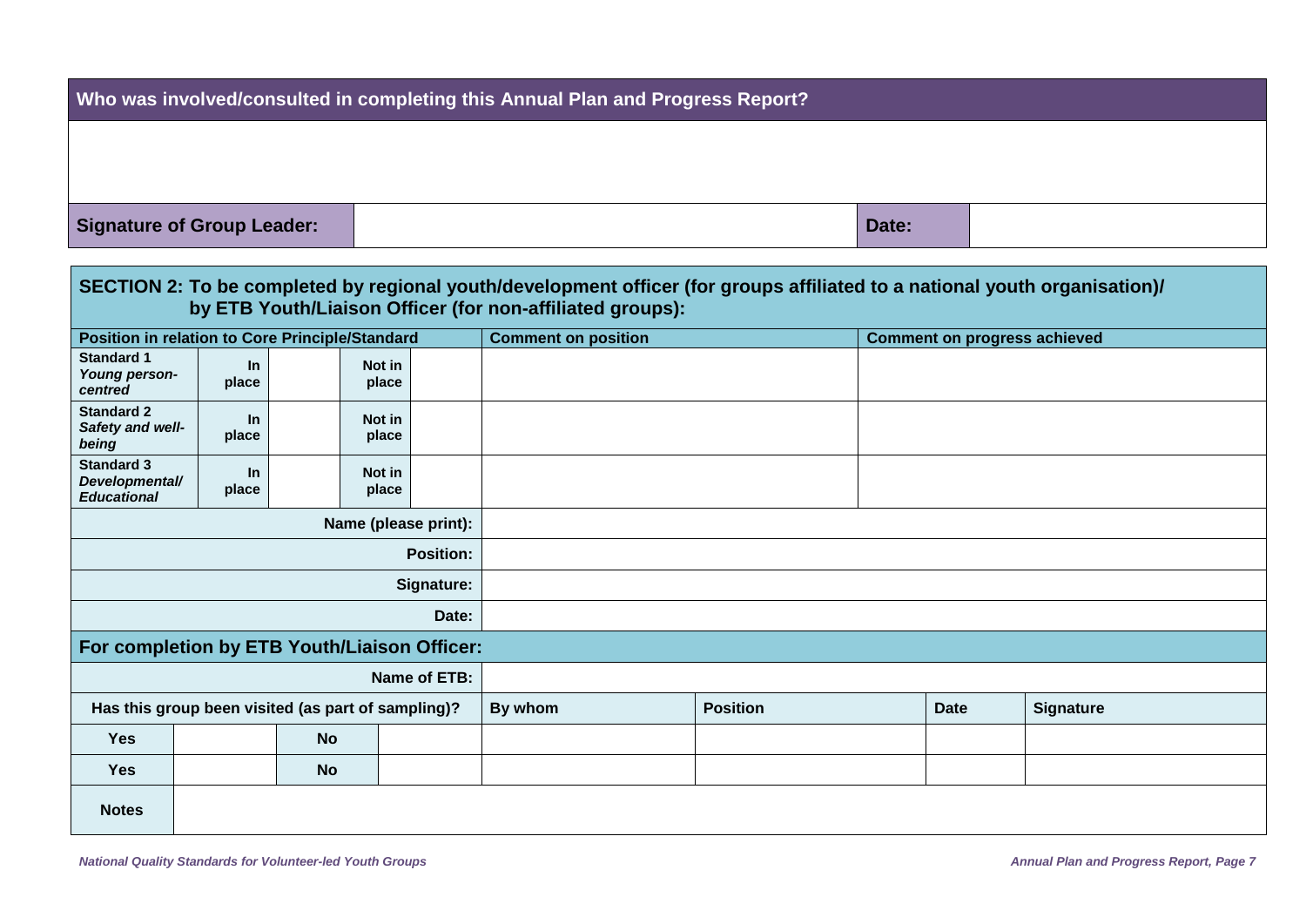| Who was involved/consulted in completing this Annual Plan and Progress Report? | | | |
|---|---|---|---|
| | | | |
| **Signature of Group Leader:** | | **Date:** | |

## SECTION 2: To be completed by regional youth/development officer (for groups affiliated to a national youth organisation)/ by ETB Youth/Liaison Officer (for non-affiliated groups):

| Position in relation to Core Principle/Standard | | | | | Comment on position | Comment on progress achieved |
|---|---|---|---|---|---|---|
| **Standard 1** *Young person-centred* | In place | | Not in place | | | |
| **Standard 2** *Safety and well-being* | In place | | Not in place | | | |
| **Standard 3** *Developmental/ Educational* | In place | | Not in place | | | |

| | |
|---|---|
| **Name (please print):** | |
| **Position:** | |
| **Signature:** | |
| **Date:** | |

### For completion by ETB Youth/Liaison Officer:

| | |
|---|---|
| **Name of ETB:** | |

| Has this group been visited (as part of sampling)? | | | | By whom | Position | Date | Signature |
|---|---|---|---|---|---|---|---|
| **Yes** | | **No** | | | | | |
| **Yes** | | **No** | | | | | |
| **Notes** | | | | | | | |